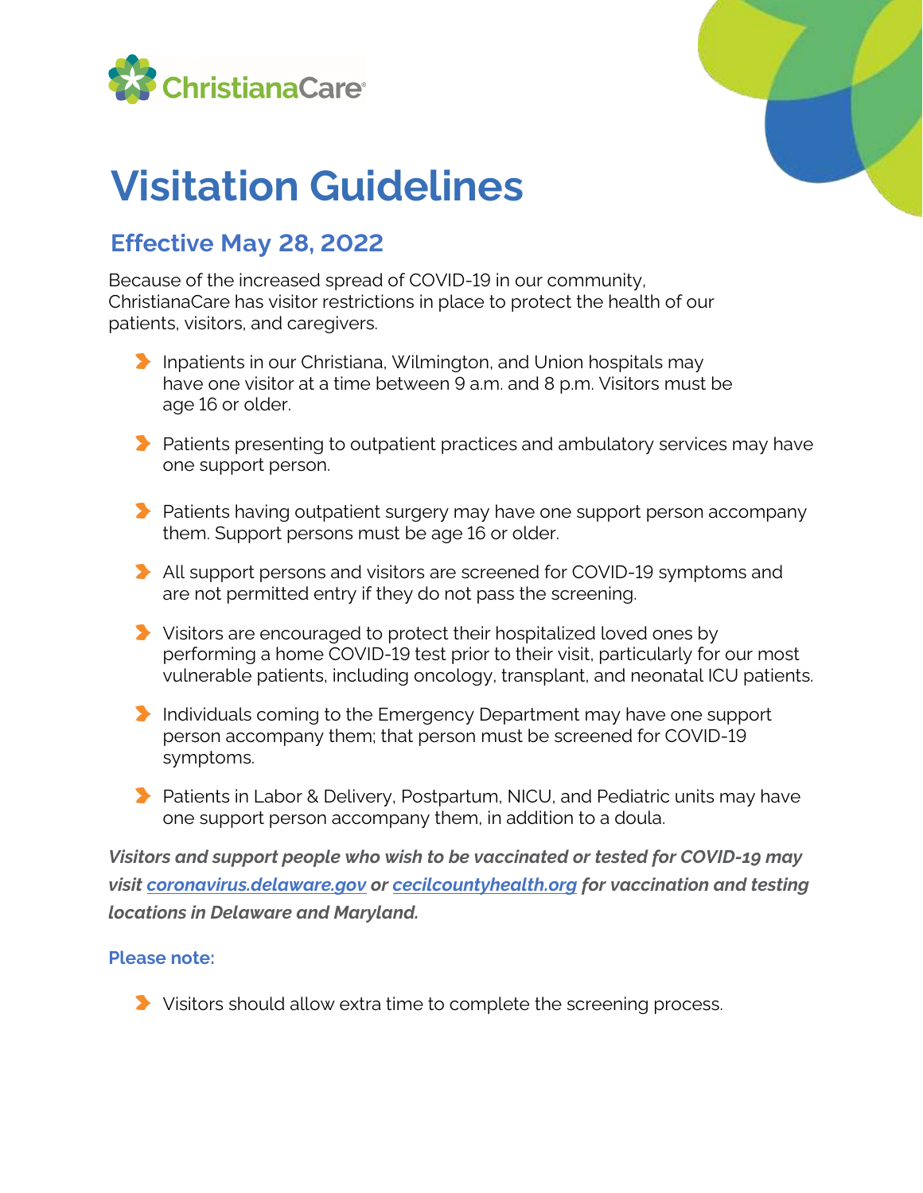ChristianaCare

# Visitation Guidelines

## Effective May 28, 2022

Because of the increased spread of COVID-19 in our community, ChristianaCare has visitor restrictions in place to protect the health of our patients, visitors, and caregivers.

- Inpatients in our Christiana, Wilmington, and Union hospitals may have one visitor at a time between 9 a.m. and 8 p.m. Visitors must be age 16 or older.
- Patients presenting to outpatient practices and ambulatory services may have one support person.
- Patients having outpatient surgery may have one support person accompany them. Support persons must be age 16 or older.
- All support persons and visitors are screened for COVID-19 symptoms and are not permitted entry if they do not pass the screening.
- Visitors are encouraged to protect their hospitalized loved ones by performing a home COVID-19 test prior to their visit, particularly for our most vulnerable patients, including oncology, transplant, and neonatal ICU patients.
- Individuals coming to the Emergency Department may have one support person accompany them; that person must be screened for COVID-19 symptoms.
- Patients in Labor & Delivery, Postpartum, NICU, and Pediatric units may have one support person accompany them, in addition to a doula.

***Visitors and support people who wish to be vaccinated or tested for COVID-19 may visit [coronavirus.delaware.gov](coronavirus.delaware.gov) or [cecilcountyhealth.org](cecilcountyhealth.org) for vaccination and testing locations in Delaware and Maryland.***

**Please note:**

- Visitors should allow extra time to complete the screening process.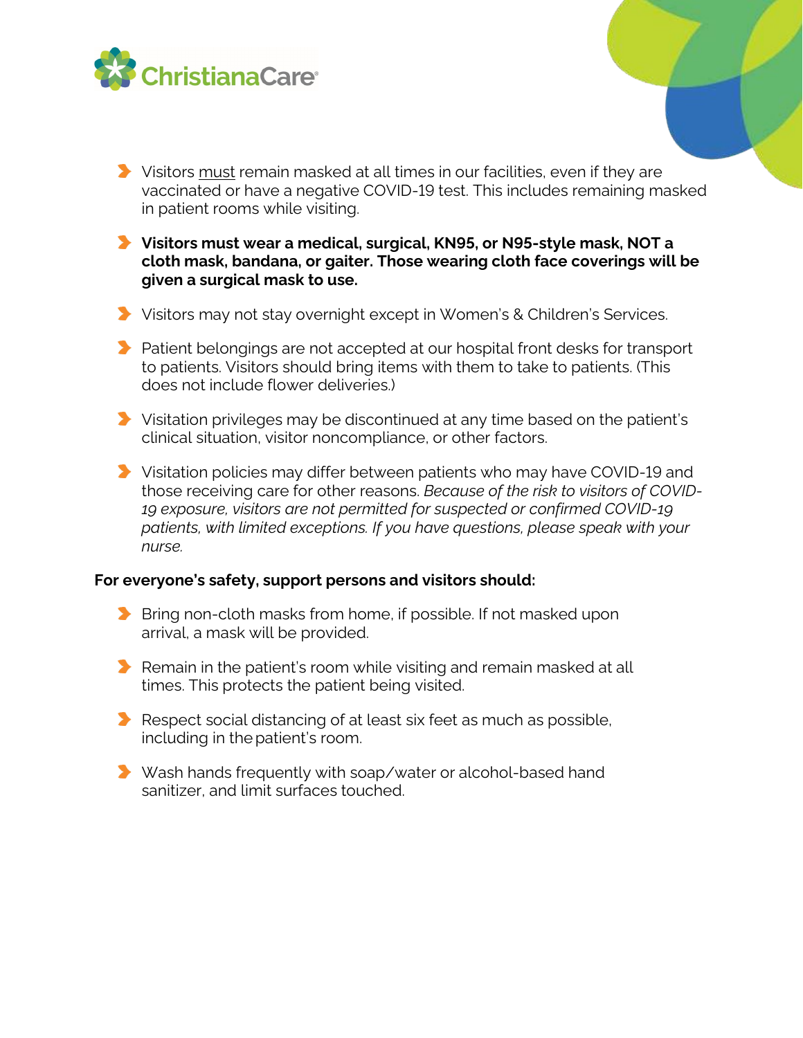- Visitors must remain masked at all times in our facilities, even if they are vaccinated or have a negative COVID-19 test. This includes remaining masked in patient rooms while visiting.

- **Visitors must wear a medical, surgical, KN95, or N95-style mask, NOT a cloth mask, bandana, or gaiter. Those wearing cloth face coverings will be given a surgical mask to use.**

- Visitors may not stay overnight except in Women's & Children's Services.

- Patient belongings are not accepted at our hospital front desks for transport to patients. Visitors should bring items with them to take to patients. (This does not include flower deliveries.)

- Visitation privileges may be discontinued at any time based on the patient's clinical situation, visitor noncompliance, or other factors.

- Visitation policies may differ between patients who may have COVID-19 and those receiving care for other reasons. *Because of the risk to visitors of COVID-19 exposure, visitors are not permitted for suspected or confirmed COVID-19 patients, with limited exceptions. If you have questions, please speak with your nurse.*

**For everyone's safety, support persons and visitors should:**

- Bring non-cloth masks from home, if possible. If not masked upon arrival, a mask will be provided.

- Remain in the patient's room while visiting and remain masked at all times. This protects the patient being visited.

- Respect social distancing of at least six feet as much as possible, including in the patient's room.

- Wash hands frequently with soap/water or alcohol-based hand sanitizer, and limit surfaces touched.